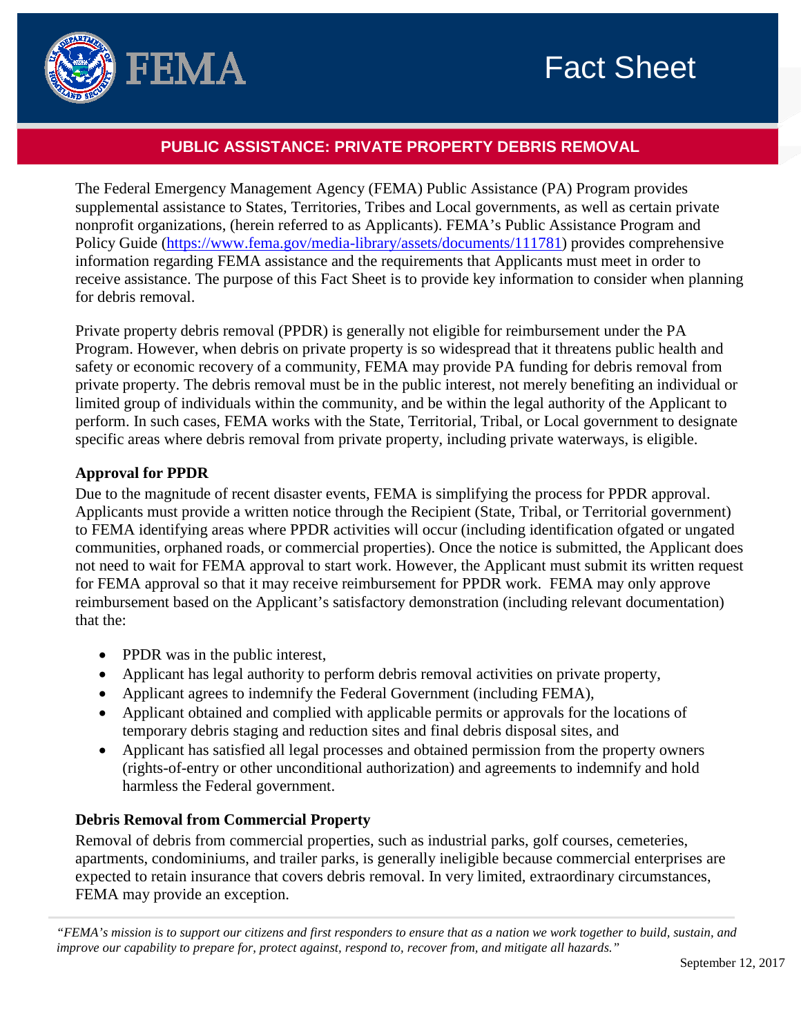# FEMA Fact Sheet

## PUBLIC ASSISTANCE: PRIVATE PROPERTY DEBRIS REMOVAL

The Federal Emergency Management Agency (FEMA) Public Assistance (PA) Program provides supplemental assistance to States, Territories, Tribes and Local governments, as well as certain private nonprofit organizations, (herein referred to as Applicants). FEMA's Public Assistance Program and Policy Guide (https://www.fema.gov/media-library/assets/documents/111781) provides comprehensive information regarding FEMA assistance and the requirements that Applicants must meet in order to receive assistance. The purpose of this Fact Sheet is to provide key information to consider when planning for debris removal.

Private property debris removal (PPDR) is generally not eligible for reimbursement under the PA Program. However, when debris on private property is so widespread that it threatens public health and safety or economic recovery of a community, FEMA may provide PA funding for debris removal from private property. The debris removal must be in the public interest, not merely benefiting an individual or limited group of individuals within the community, and be within the legal authority of the Applicant to perform. In such cases, FEMA works with the State, Territorial, Tribal, or Local government to designate specific areas where debris removal from private property, including private waterways, is eligible.

### Approval for PPDR

Due to the magnitude of recent disaster events, FEMA is simplifying the process for PPDR approval. Applicants must provide a written notice through the Recipient (State, Tribal, or Territorial government) to FEMA identifying areas where PPDR activities will occur (including identification ofgated or ungated communities, orphaned roads, or commercial properties). Once the notice is submitted, the Applicant does not need to wait for FEMA approval to start work. However, the Applicant must submit its written request for FEMA approval so that it may receive reimbursement for PPDR work. FEMA may only approve reimbursement based on the Applicant's satisfactory demonstration (including relevant documentation) that the:

- PPDR was in the public interest,
- Applicant has legal authority to perform debris removal activities on private property,
- Applicant agrees to indemnify the Federal Government (including FEMA),
- Applicant obtained and complied with applicable permits or approvals for the locations of temporary debris staging and reduction sites and final debris disposal sites, and
- Applicant has satisfied all legal processes and obtained permission from the property owners (rights-of-entry or other unconditional authorization) and agreements to indemnify and hold harmless the Federal government.

### Debris Removal from Commercial Property

Removal of debris from commercial properties, such as industrial parks, golf courses, cemeteries, apartments, condominiums, and trailer parks, is generally ineligible because commercial enterprises are expected to retain insurance that covers debris removal. In very limited, extraordinary circumstances, FEMA may provide an exception.

*"FEMA's mission is to support our citizens and first responders to ensure that as a nation we work together to build, sustain, and improve our capability to prepare for, protect against, respond to, recover from, and mitigate all hazards."*

September 12, 2017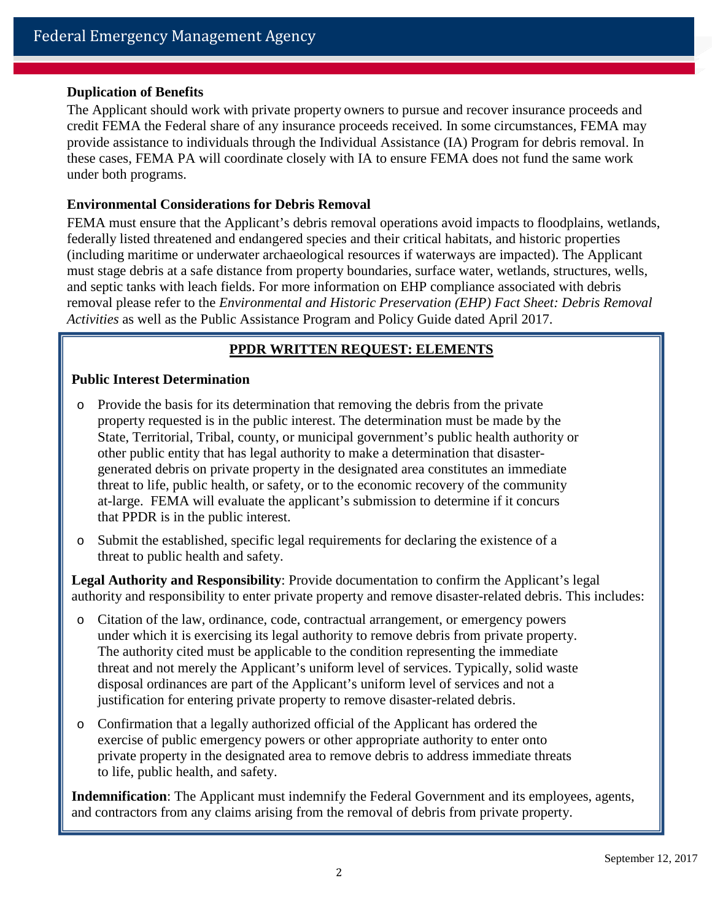**Duplication of Benefits**

The Applicant should work with private property owners to pursue and recover insurance proceeds and credit FEMA the Federal share of any insurance proceeds received. In some circumstances, FEMA may provide assistance to individuals through the Individual Assistance (IA) Program for debris removal. In these cases, FEMA PA will coordinate closely with IA to ensure FEMA does not fund the same work under both programs.

**Environmental Considerations for Debris Removal**

FEMA must ensure that the Applicant's debris removal operations avoid impacts to floodplains, wetlands, federally listed threatened and endangered species and their critical habitats, and historic properties (including maritime or underwater archaeological resources if waterways are impacted). The Applicant must stage debris at a safe distance from property boundaries, surface water, wetlands, structures, wells, and septic tanks with leach fields. For more information on EHP compliance associated with debris removal please refer to the *Environmental and Historic Preservation (EHP) Fact Sheet: Debris Removal Activities* as well as the Public Assistance Program and Policy Guide dated April 2017.

## PPDR WRITTEN REQUEST: ELEMENTS

**Public Interest Determination**

- Provide the basis for its determination that removing the debris from the private property requested is in the public interest. The determination must be made by the State, Territorial, Tribal, county, or municipal government's public health authority or other public entity that has legal authority to make a determination that disaster-generated debris on private property in the designated area constitutes an immediate threat to life, public health, or safety, or to the economic recovery of the community at-large. FEMA will evaluate the applicant's submission to determine if it concurs that PPDR is in the public interest.
- Submit the established, specific legal requirements for declaring the existence of a threat to public health and safety.

**Legal Authority and Responsibility**: Provide documentation to confirm the Applicant's legal authority and responsibility to enter private property and remove disaster-related debris. This includes:

- Citation of the law, ordinance, code, contractual arrangement, or emergency powers under which it is exercising its legal authority to remove debris from private property. The authority cited must be applicable to the condition representing the immediate threat and not merely the Applicant's uniform level of services. Typically, solid waste disposal ordinances are part of the Applicant's uniform level of services and not a justification for entering private property to remove disaster-related debris.
- Confirmation that a legally authorized official of the Applicant has ordered the exercise of public emergency powers or other appropriate authority to enter onto private property in the designated area to remove debris to address immediate threats to life, public health, and safety.

**Indemnification**: The Applicant must indemnify the Federal Government and its employees, agents, and contractors from any claims arising from the removal of debris from private property.